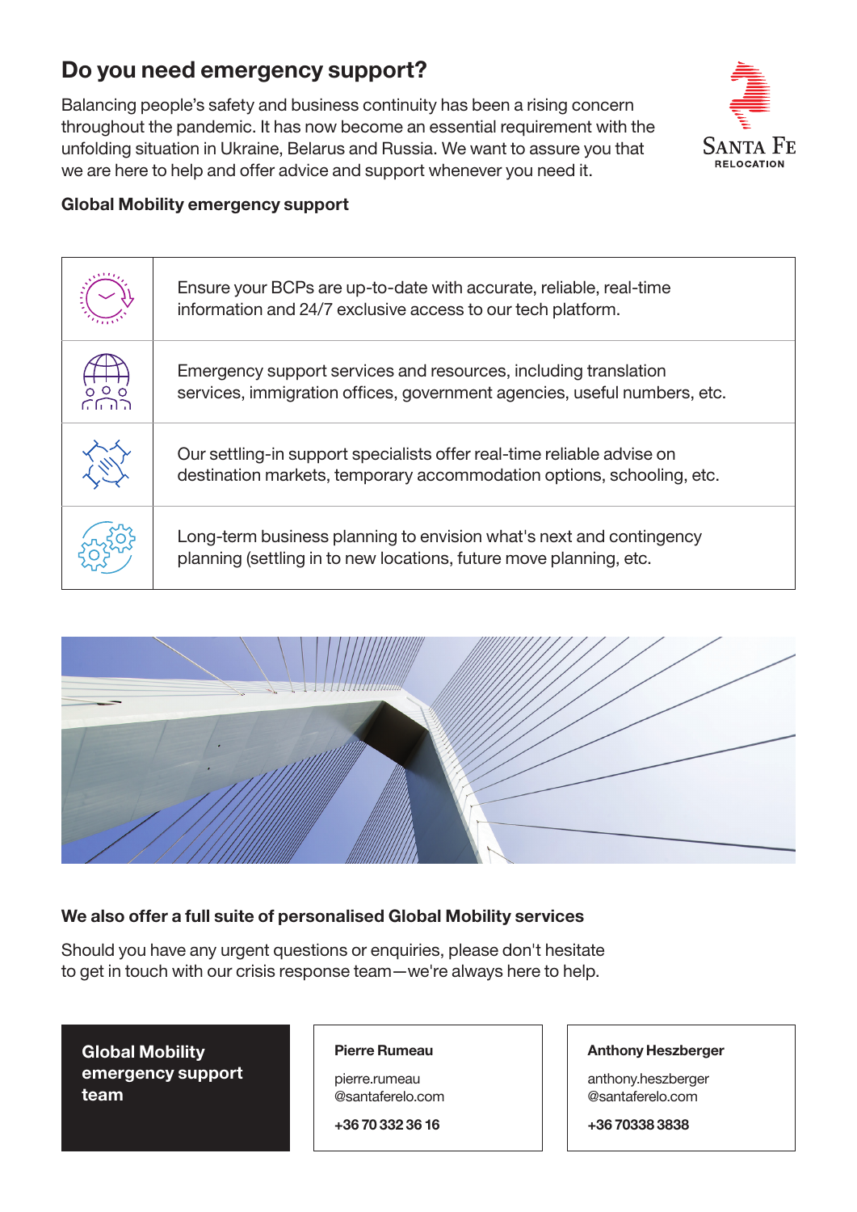# Do you need emergency support?

Balancing people's safety and business continuity has been a rising concern throughout the pandemic. It has now become an essential requirement with the unfolding situation in Ukraine, Belarus and Russia. We want to assure you that we are here to help and offer advice and support whenever you need it.

Santa Fe Relocation

**Global Mobility emergency support**

- Ensure your BCPs are up-to-date with accurate, reliable, real-time information and 24/7 exclusive access to our tech platform.
- Emergency support services and resources, including translation services, immigration offices, government agencies, useful numbers, etc.
- Our settling-in support specialists offer real-time reliable advise on destination markets, temporary accommodation options, schooling, etc.
- Long-term business planning to envision what's next and contingency planning (settling in to new locations, future move planning, etc.

**We also offer a full suite of personalised Global Mobility services**

Should you have any urgent questions or enquiries, please don't hesitate to get in touch with our crisis response team—we're always here to help.

**Global Mobility emergency support team**

**Pierre Rumeau**
pierre.rumeau@santaferelo.com
**+36 70 332 36 16**

**Anthony Heszberger**
anthony.heszberger@santaferelo.com
**+36 70338 3838**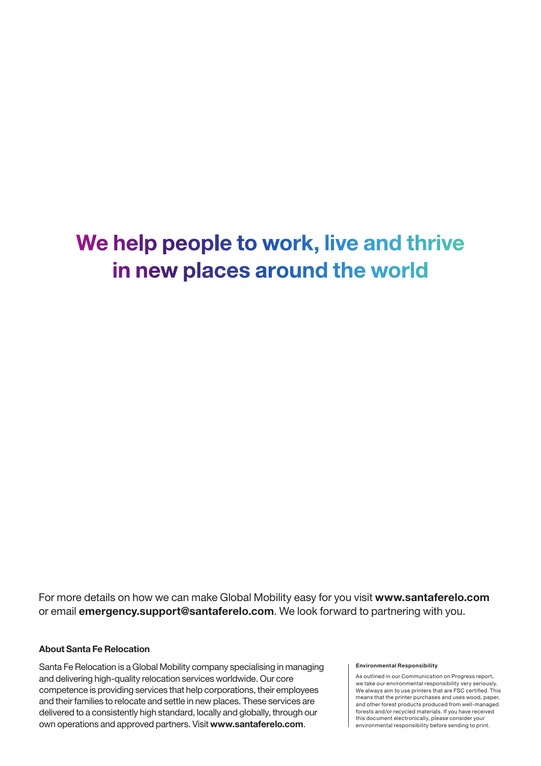# We help people to work, live and thrive in new places around the world

For more details on how we can make Global Mobility easy for you visit **www.santaferelo.com** or email **emergency.support@santaferelo.com**. We look forward to partnering with you.

**About Santa Fe Relocation**

Santa Fe Relocation is a Global Mobility company specialising in managing and delivering high-quality relocation services worldwide. Our core competence is providing services that help corporations, their employees and their families to relocate and settle in new places. These services are delivered to a consistently high standard, locally and globally, through our own operations and approved partners. Visit **www.santaferelo.com**.

**Environmental Responsibility**

As outlined in our Communication on Progress report, we take our environmental responsibility very seriously. We always aim to use printers that are FSC certified. This means that the printer purchases and uses wood, paper, and other forest products produced from well-managed forests and/or recycled materials. If you have received this document electronically, please consider your environmental responsibility before sending to print.